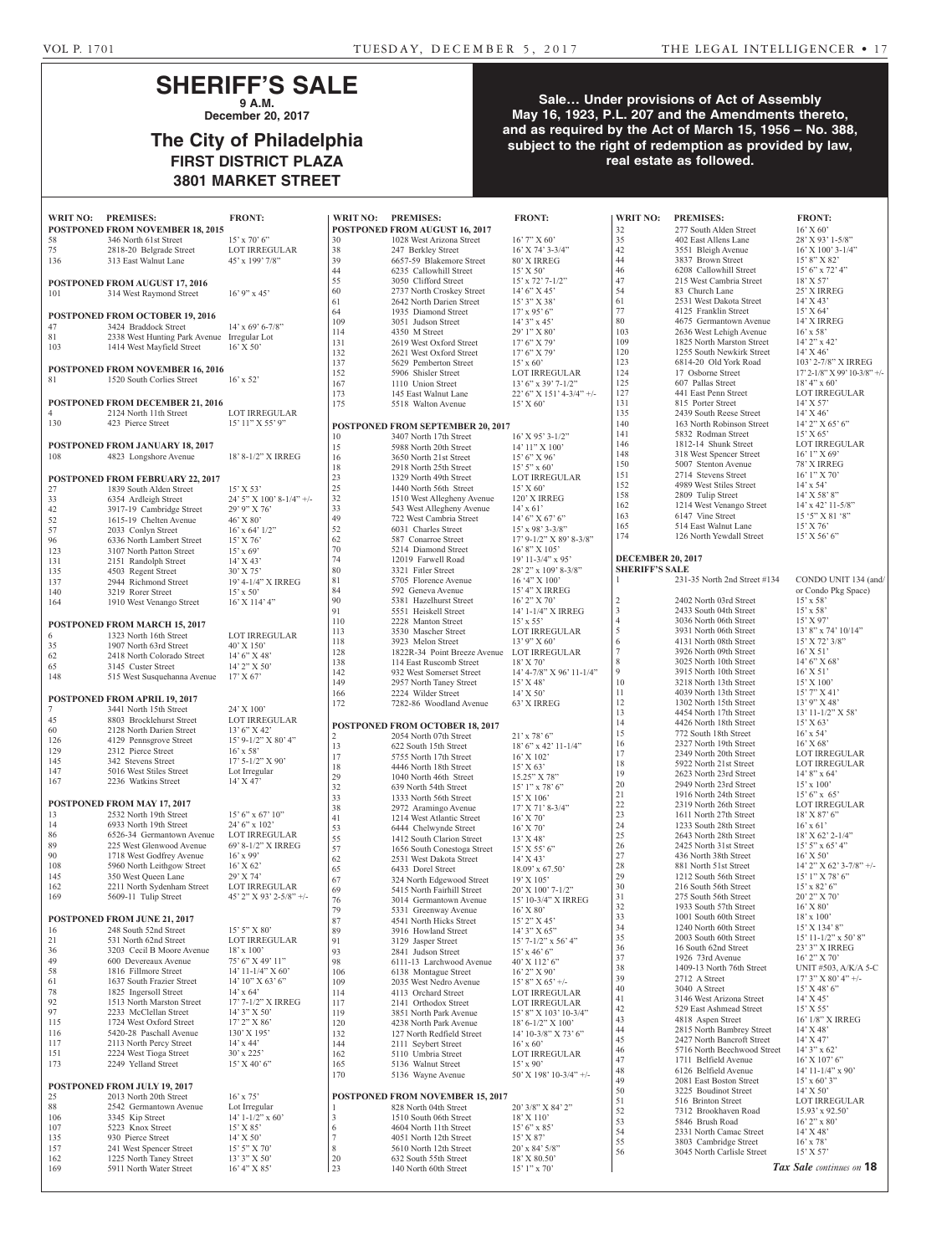# SHERIFF'S SALE

**9 A.M.**

**December 20, 2017**

## The City of Philadelphia

**FIRST DISTRICT PLAZA**

**3801 MARKET STREET**

**Sale… Under provisions of Act of Assembly May 16, 1923, P.L. 207 and the Amendments thereto, and as required by the Act of March 15, 1956 – No. 388, subject to the right of redemption as provided by law, real estate as followed.**

| WRIT NO: | PREMISES: | FRONT: |
|---|---|---|
| **POSTPONED FROM NOVEMBER 18, 2015** | | |
| 58 | 346 North 61st Street | 15' x 70' 6" |
| 75 | 2818-20 Belgrade Street | LOT IRREGULAR |
| 136 | 313 East Walnut Lane | 45' x 199' 7/8" |
| **POSTPONED FROM AUGUST 17, 2016** | | |
| 101 | 314 West Raymond Street | 16' 9" x 45' |
| **POSTPONED FROM OCTOBER 19, 2016** | | |
| 47 | 3424 Braddock Street | 14' x 69' 6-7/8" |
| 81 | 2338 West Hunting Park Avenue | Irregular Lot |
| 103 | 1414 West Mayfield Street | 16' X 50' |
| **POSTPONED FROM NOVEMBER 16, 2016** | | |
| 81 | 1520 South Corlies Street | 16' x 52' |
| **POSTPONED FROM DECEMBER 21, 2016** | | |
| 4 | 2124 North 11th Street | LOT IRREGULAR |
| 130 | 423 Pierce Street | 15' 11" X 55' 9" |
| **POSTPONED FROM JANUARY 18, 2017** | | |
| 108 | 4823 Longshore Avenue | 18' 8-1/2" X IRREG |
| **POSTPONED FROM FEBRUARY 22, 2017** | | |
| 27 | 1839 South Alden Street | 15' X 53' |
| 33 | 6354 Ardleigh Street | 24' 5" X 100' 8-1/4" +/- |
| 42 | 3917-19 Cambridge Street | 29' 9" X 76' |
| 52 | 1615-19 Chelten Avenue | 46' X 80' |
| 57 | 2033 Conlyn Street | 16' x 64' 1/2" |
| 96 | 6336 North Lambert Street | 15' X 76' |
| 123 | 3107 North Patton Street | 15' x 69' |
| 131 | 2151 Randolph Street | 14' X 43' |
| 135 | 4503 Regent Street | 30' X 75' |
| 137 | 2944 Richmond Street | 19' 4-1/4" X IRREG |
| 140 | 3219 Rorer Street | 15' x 50' |
| 164 | 1910 West Venango Street | 16' X 114' 4" |
| **POSTPONED FROM MARCH 15, 2017** | | |
| 6 | 1323 North 16th Street | LOT IRREGULAR |
| 35 | 1907 North 63rd Street | 40' X 150' |
| 62 | 2418 North Colorado Street | 14' 6" X 48' |
| 65 | 3145 Custer Street | 14' 2" X 50' |
| 148 | 515 West Susquehanna Avenue | 17' X 67' |
| **POSTPONED FROM APRIL 19, 2017** | | |
| 7 | 3441 North 15th Street | 24' X 100' |
| 45 | 8803 Brocklehurst Street | LOT IRREGULAR |
| 60 | 2128 North Darien Street | 13' 6" X 42' |
| 126 | 4129 Pennsgrove Street | 15' 9-1/2" X 80' 4" |
| 129 | 2312 Pierce Street | 16' x 58' |
| 145 | 342 Stevens Street | 17' 5-1/2" X 90' |
| 147 | 5016 West Stiles Street | Lot Irregular |
| 167 | 2236 Watkins Street | 14' X 47' |
| **POSTPONED FROM MAY 17, 2017** | | |
| 13 | 2532 North 19th Street | 15' 6" x 67' 10" |
| 14 | 6933 North 19th Street | 24' 6" x 102' |
| 86 | 6526-34 Germantown Avenue | LOT IRREGULAR |
| 89 | 225 West Glenwood Avenue | 69' 8-1/2" X IRREG |
| 90 | 1718 West Godfrey Avenue | 16' x 99' |
| 108 | 5960 North Leithgow Street | 16' X 62' |
| 145 | 350 West Queen Lane | 29' X 74' |
| 162 | 2211 North Sydenham Street | LOT IRREGULAR |
| 169 | 5609-11 Tulip Street | 45' 2" X 93' 2-5/8" +/- |
| **POSTPONED FROM JUNE 21, 2017** | | |
| 16 | 248 South 52nd Street | 15' 5" X 80' |
| 21 | 531 North 62nd Street | LOT IRREGULAR |
| 36 | 3203 Cecil B Moore Avenue | 18' x 100' |
| 49 | 600 Devereaux Avenue | 75' 6" X 49' 11" |
| 58 | 1816 Fillmore Street | 14' 11-1/4" X 60' |
| 61 | 1637 South Frazier Street | 14' 10" X 63' 6" |
| 78 | 1825 Ingersoll Street | 14' x 64' |
| 92 | 1513 North Marston Street | 17' 7-1/2" X IRREG |
| 97 | 2233 McClellan Street | 14' 3" X 50' |
| 115 | 1724 West Oxford Street | 17' 2" X 86' |
| 116 | 5420-28 Paschall Avenue | 130' X 195' |
| 117 | 2113 North Percy Street | 14' x 44' |
| 151 | 2224 West Tioga Street | 30' x 225' |
| 173 | 2249 Yelland Street | 15' X 40' 6" |
| **POSTPONED FROM JULY 19, 2017** | | |
| 25 | 2013 North 20th Street | 16' x 75' |
| 88 | 2542 Germantown Avenue | Lot Irregular |
| 106 | 3345 Kip Street | 14' 1-1/2" x 60' |
| 107 | 5223 Knox Street | 15' X 85' |
| 135 | 930 Pierce Street | 14' X 50' |
| 157 | 241 West Spencer Street | 15' 5" X 70' |
| 162 | 1225 North Taney Street | 13' 3" X 50' |
| 169 | 5911 North Water Street | 16' 4" X 85' |
| **POSTPONED FROM AUGUST 16, 2017** | | |
| 30 | 1028 West Arizona Street | 16' 7" X 60' |
| 38 | 247 Berkley Street | 16' X 74' 3-3/4" |
| 39 | 6657-59 Blakemore Street | 80' X IRREG |
| 44 | 6235 Callowhill Street | 15' X 50' |
| 55 | 3050 Clifford Street | 15' x 72' 7-1/2" |
| 60 | 2737 North Croskey Street | 14' 6" X 45' |
| 61 | 2642 North Darien Street | 15' 3" X 38' |
| 64 | 1935 Diamond Street | 17' x 95' 6" |
| 109 | 3051 Judson Street | 14' 3" x 45' |
| 114 | 4350 M Street | 29' 1" X 80' |
| 131 | 2619 West Oxford Street | 17' 6" X 79' |
| 132 | 2621 West Oxford Street | 17' 6" X 79' |
| 137 | 5629 Pemberton Street | 15' x 60' |
| 152 | 5906 Shisler Street | LOT IRREGULAR |
| 167 | 1110 Union Street | 13' 6" x 39' 7-1/2" |
| 173 | 145 East Walnut Lane | 22' 6" X 151' 4-3/4" +/- |
| 175 | 5518 Walton Avenue | 15' X 60' |
| **POSTPONED FROM SEPTEMBER 20, 2017** | | |
| 10 | 3407 North 17th Street | 16' X 95' 3-1/2" |
| 15 | 5988 North 20th Street | 14' 11" X 100' |
| 16 | 3650 North 21st Street | 15' 6" X 96' |
| 18 | 2918 North 25th Street | 15' 5" x 60' |
| 23 | 1329 North 49th Street | LOT IRREGULAR |
| 25 | 1440 North 56th Street | 15' X 60' |
| 32 | 1510 West Allegheny Avenue | 120' X IRREG |
| 33 | 543 West Allegheny Avenue | 14' x 61' |
| 49 | 722 West Cambria Street | 14' 6" X 67' 6" |
| 52 | 6031 Charles Street | 15' x 98' 3-3/8" |
| 62 | 587 Conarroe Street | 17' 9-1/2" X 89' 8-3/8" |
| 70 | 5214 Diamond Street | 16' 8" X 105' |
| 74 | 12019 Farwell Road | 19' 11-3/4" x 95' |
| 80 | 3321 Fitler Street | 28' 2" x 109' 8-3/8" |
| 81 | 5705 Florence Avenue | 16 '4" X 100' |
| 84 | 592 Geneva Avenue | 15' 4" X IRREG |
| 90 | 5381 Hazelhurst Street | 16' 2" X 70' |
| 91 | 5551 Heiskell Street | 14' 1-1/4" X IRREG |
| 110 | 2228 Manton Street | 15' x 55' |
| 113 | 3530 Mascher Street | LOT IRREGULAR |
| 118 | 3923 Melon Street | 13' 9" X 60' |
| 128 | 1822R-34 Point Breeze Avenue | LOT IRREGULAR |
| 138 | 114 East Ruscomb Street | 18' X 70' |
| 142 | 932 West Somerset Street | 14' 4-7/8" X 96' 11-1/4" |
| 149 | 2957 North Taney Street | 15' X 48' |
| 166 | 2224 Wilder Street | 14' X 50' |
| 172 | 7282-86 Woodland Avenue | 63' X IRREG |
| **POSTPONED FROM OCTOBER 18, 2017** | | |
| 2 | 2054 North 07th Street | 21' x 78' 6" |
| 13 | 622 South 15th Street | 18' 6" x 42' 11-1/4" |
| 17 | 5755 North 17th Street | 16' X 102' |
| 18 | 4446 North 18th Street | 15' X 63' |
| 29 | 1040 North 46th Street | 15.25" X 78" |
| 32 | 639 North 54th Street | 15' 1" x 78' 6" |
| 33 | 1333 North 56th Street | 15' X 106' |
| 38 | 2972 Aramingo Avenue | 17' X 71' 8-3/4" |
| 41 | 1214 West Atlantic Street | 16' X 70' |
| 53 | 6444 Chelwynde Street | 16' X 70' |
| 55 | 1412 South Clarion Street | 13' X 48' |
| 57 | 1656 South Conestoga Street | 15' X 55' 6" |
| 62 | 2531 West Dakota Street | 14' X 43' |
| 65 | 6433 Dorel Street | 18.09' x 67.50' |
| 67 | 324 North Edgewood Street | 19' X 105' |
| 69 | 5415 North Fairhill Street | 20' X 100' 7-1/2" |
| 76 | 3014 Germantown Avenue | 15' 10-3/4" X IRREG |
| 79 | 5331 Greenway Avenue | 16' X 80' |
| 87 | 4541 North Hicks Street | 15' 2" X 45' |
| 89 | 3916 Howland Street | 14' 3" X 65" |
| 91 | 3129 Jasper Street | 15' 7-1/2" x 56' 4" |
| 93 | 2841 Judson Street | 15' x 46' 6" |
| 98 | 6111-13 Larchwood Avenue | 40' X 112' 6" |
| 106 | 6138 Montague Street | 16' 2" X 90' |
| 109 | 2035 West Nedro Avenue | 15' 8" X 65' +/- |
| 114 | 4113 Orchard Street | LOT IRREGULAR |
| 117 | 2141 Orthodox Street | LOT IRREGULAR |
| 119 | 3851 North Park Avenue | 15' 8" X 103' 10-3/4" |
| 120 | 4238 North Park Avenue | 18' 6-1/2" X 100' |
| 132 | 127 North Redfield Street | 14' 10-3/8" X 73' 6" |
| 144 | 2111 Seybert Street | 16' x 60' |
| 162 | 5110 Umbria Street | LOT IRREGULAR |
| 165 | 5136 Walnut Street | 15' x 90' |
| 170 | 5136 Wayne Avenue | 50' X 198' 10-3/4" +/- |
| **POSTPONED FROM NOVEMBER 15, 2017** | | |
| 1 | 828 North 04th Street | 20' 3/8" X 84' 2" |
| 3 | 1510 South 06th Street | 18' X 110' |
| 6 | 4604 North 11th Street | 15' 6" x 85' |
| 7 | 4051 North 12th Street | 15' X 87' |
| 8 | 5610 North 12th Street | 20' x 84' 5/8" |
| 20 | 632 South 55th Street | 18' X 80.50' |
| 23 | 140 North 60th Street | 15' 1" x 70' |
| 32 | 277 South Alden Street | 16' X 60' |
| 35 | 402 East Allens Lane | 28' X 93' 1-5/8" |
| 42 | 3551 Bleigh Avenue | 16' X 100' 3-1/4" |
| 44 | 3837 Brown Street | 15' 8" X 82' |
| 46 | 6208 Callowhill Street | 15' 6" x 72' 4" |
| 47 | 215 West Cambria Street | 18' X 57' |
| 54 | 83 Church Lane | 25' X IRREG |
| 61 | 2531 West Dakota Street | 14' X 43' |
| 77 | 4125 Franklin Street | 15' X 64' |
| 80 | 4675 Germantown Avenue | 14' X IRREG |
| 103 | 2636 West Lehigh Avenue | 16' x 58' |
| 109 | 1825 North Marston Street | 14' 2" x 42' |
| 120 | 1255 South Newkirk Street | 14' X 46' |
| 123 | 6814-20 Old York Road | 103' 2-7/8" X IRREG |
| 124 | 17 Osborne Street | 17' 2-1/8" X 99' 10-3/8" +/- |
| 125 | 607 Pallas Street | 18' 4" x 60' |
| 127 | 441 East Penn Street | LOT IRREGULAR |
| 131 | 815 Porter Street | 14' X 57' |
| 135 | 2439 South Reese Street | 14' X 46' |
| 140 | 163 North Robinson Street | 14' 2" X 65' 6" |
| 141 | 5832 Rodman Street | 15' X 65' |
| 146 | 1812-14 Shunk Street | LOT IRREGULAR |
| 148 | 318 West Spencer Street | 16' 1" X 69' |
| 150 | 5007 Stenton Avenue | 78' X IRREG |
| 151 | 2714 Stevens Street | 16' 1" X 70' |
| 152 | 4989 West Stiles Street | 14' x 54' |
| 158 | 2809 Tulip Street | 14' X 58' 8" |
| 162 | 1214 West Venango Street | 14' x 42' 11-5/8" |
| 163 | 6147 Vine Street | 15 '5" X 81 '8" |
| 165 | 514 East Walnut Lane | 15' X 76' |
| 174 | 126 North Yewdall Street | 15' X 56' 6" |
| **DECEMBER 20, 2017 SHERIFF'S SALE** | | |
| 1 | 231-35 North 2nd Street #134 | CONDO UNIT 134 (and/or Condo Pkg Space) |
| 2 | 2402 North 03rd Street | 15' x 58' |
| 3 | 2433 South 04th Street | 15' x 58' |
| 4 | 3036 North 06th Street | 15' X 97' |
| 5 | 3931 North 06th Street | 13' 8" x 74' 10/14" |
| 6 | 4131 North 08th Street | 15' X 72' 3/8" |
| 7 | 3926 North 09th Street | 16' X 51' |
| 8 | 3025 North 10th Street | 14' 6" X 68' |
| 9 | 3915 North 10th Street | 16' X 51' |
| 10 | 3218 North 13th Street | 15' X 100' |
| 11 | 4039 North 13th Street | 15' 7" X 41' |
| 12 | 1302 North 15th Street | 13' 9" X 48' |
| 13 | 4454 North 17th Street | 13' 11-1/2" X 58' |
| 14 | 4426 North 18th Street | 15' X 63' |
| 15 | 772 South 18th Street | 16' x 54' |
| 16 | 2327 North 19th Street | 16' X 68' |
| 17 | 2349 North 20th Street | LOT IRREGULAR |
| 18 | 5922 North 21st Street | LOT IRREGULAR |
| 19 | 2623 North 23rd Street | 14' 8" x 64' |
| 20 | 2949 North 23rd Street | 15' x 100' |
| 21 | 1916 North 24th Street | 15' 6" x 65' |
| 22 | 2319 North 26th Street | LOT IRREGULAR |
| 23 | 1611 North 27th Street | 18' X 87' 6" |
| 24 | 1233 South 28th Street | 16' x 61' |
| 25 | 2643 North 28th Street | 18' X 62' 2-1/4" |
| 26 | 2425 North 31st Street | 15' 5" x 65' 4" |
| 27 | 436 North 38th Street | 16' X 50' |
| 28 | 881 North 51st Street | 14' 2" X 62' 3-7/8" +/- |
| 29 | 1212 South 56th Street | 15' 1" X 78' 6" |
| 30 | 216 South 56th Street | 15' x 82' 6" |
| 31 | 275 South 56th Street | 20' 2" X 70' |
| 32 | 1933 South 57th Street | 16' X 80' |
| 33 | 1001 South 60th Street | 18' x 100' |
| 34 | 1240 North 60th Street | 15' X 134' 8" |
| 35 | 2003 South 60th Street | 15' 11-1/2" x 50' 8" |
| 36 | 16 South 62nd Street | 23' 3" X IRREG |
| 37 | 1926 73rd Avenue | 16' 2" X 70' |
| 38 | 1409-13 North 76th Street | UNIT #503, A/K/A 5-C |
| 39 | 2712 A Street | 17' 3" X 80' 4" +/- |
| 40 | 3040 A Street | 15' X 48' 6" |
| 41 | 3146 West Arizona Street | 14' X 45' |
| 42 | 529 East Ashmead Street | 15' X 55' |
| 43 | 4818 Aspen Street | 16' 1/8" X IRREG |
| 44 | 2815 North Bambrey Street | 14' X 48' |
| 45 | 2427 North Bancroft Street | 14' X 47' |
| 46 | 5716 North Beechwood Street | 14' 3" x 62' |
| 47 | 1711 Belfield Avenue | 16' X 107' 6" |
| 48 | 6126 Belfield Avenue | 14' 11-1/4" x 90' |
| 49 | 2081 East Boston Street | 15' x 60' 3" |
| 50 | 3225 Boudinot Street | 14' X 50' |
| 51 | 516 Brinton Street | LOT IRREGULAR |
| 52 | 7312 Brookhaven Road | 15.93' x 92.50' |
| 53 | 5846 Brush Road | 16' 2" x 80' |
| 54 | 2331 North Camac Street | 14' X 48' |
| 55 | 3803 Cambridge Street | 16' x 78' |
| 56 | 3045 North Carlisle Street | 15' X 57' |

*Tax Sale continues on* **18**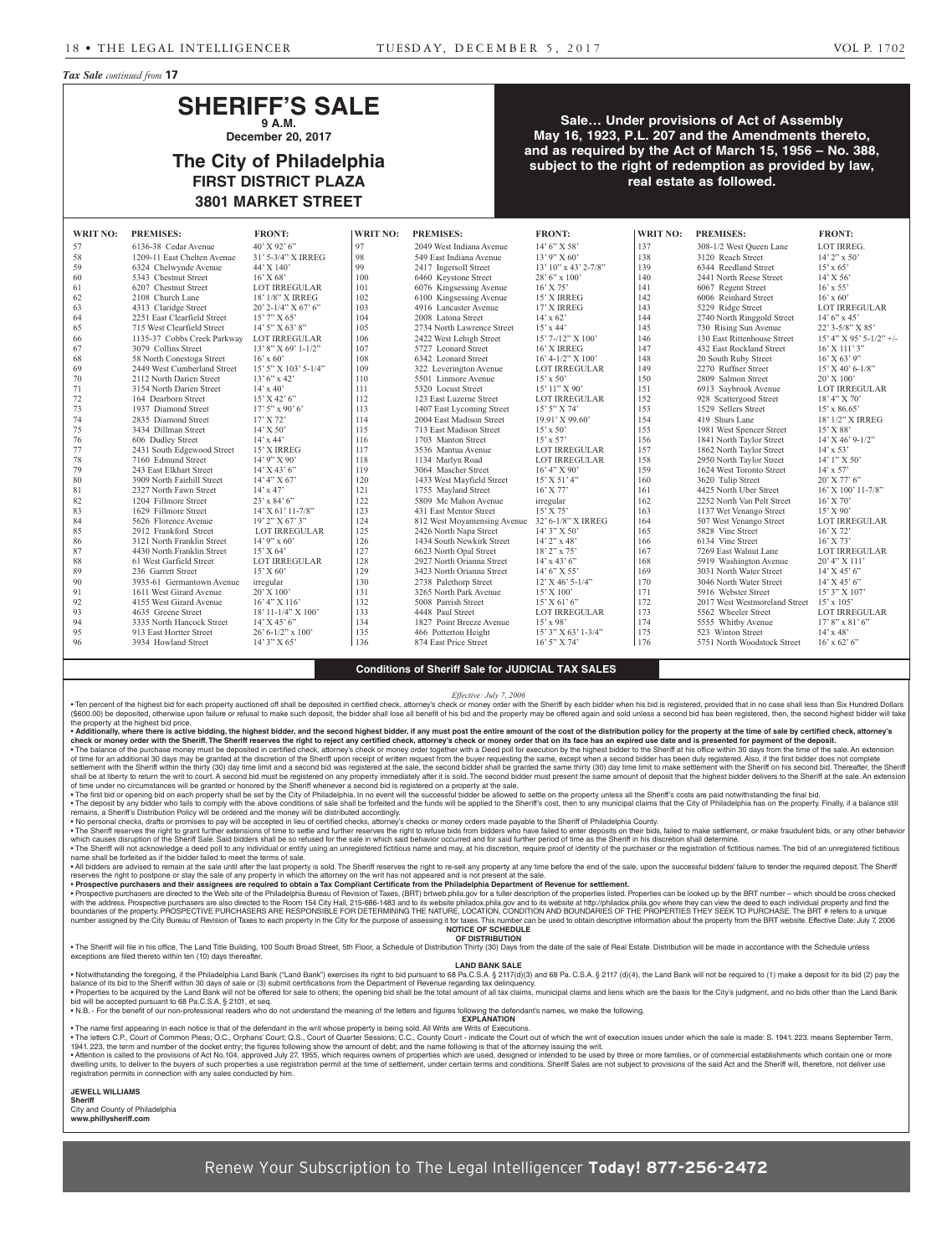*Tax Sale continued from* **17**

# SHERIFF'S SALE

**9 A.M.**

**December 20, 2017**

## The City of Philadelphia

**FIRST DISTRICT PLAZA**

**3801 MARKET STREET**

**Sale… Under provisions of Act of Assembly May 16, 1923, P.L. 207 and the Amendments thereto, and as required by the Act of March 15, 1956 – No. 388, subject to the right of redemption as provided by law, real estate as followed.**

| WRIT NO: | PREMISES: | FRONT: |
|---|---|---|
| 57 | 6136-38 Cedar Avenue | 40' X 92' 6" |
| 58 | 1209-11 East Chelten Avenue | 31' 5-3/4" X IRREG |
| 59 | 6324 Chelwynde Avenue | 44' X 140' |
| 60 | 5343 Chestnut Street | 16' X 68' |
| 61 | 6207 Chestnut Street | LOT IRREGULAR |
| 62 | 2108 Church Lane | 18' 1/8" X IRREG |
| 63 | 4313 Claridge Street | 20' 2-1/4" X 67' 6" |
| 64 | 2251 East Clearfield Street | 15' 7" X 65' |
| 65 | 715 West Clearfield Street | 14' 5" X 63' 8" |
| 66 | 1135-37 Cobbs Creek Parkway | LOT IRREGULAR |
| 67 | 3079 Collins Street | 13" 8" X 69' 1-1/2" |
| 68 | 58 North Conestoga Street | 16' x 60' |
| 69 | 2449 West Cumberland Street | 15' 5" X 103' 5-1/4" |
| 70 | 2112 North Darien Street | 13' 6" x 42' |
| 71 | 3154 North Darien Street | 14' x 40' |
| 72 | 164 Dearborn Street | 15' X 42' 6" |
| 73 | 1937 Diamond Street | 17' 5" x 90' 6' |
| 74 | 2835 Diamond Street | 17' X 72' |
| 75 | 3434 Dillman Street | 14' X 50' |
| 76 | 606 Dudley Street | 14' x 44' |
| 77 | 2431 South Edgewood Street | 15' X IRREG |
| 78 | 7160 Edmund Street | 14' 9" X 90' |
| 79 | 243 East Elkhart Street | 14' X 43' 6" |
| 80 | 3909 North Fairhill Street | 14' 4" X 67' |
| 81 | 2327 North Fawn Street | 14' x 47' |
| 82 | 1204 Fillmore Street | 23' x 84' 6" |
| 83 | 1629 Fillmore Street | 14' X 61' 11-7/8" |
| 84 | 5626 Florence Avenue | 19' 2" X 67' 3" |
| 85 | 2912 Frankford Street | LOT IRREGULAR |
| 86 | 3121 North Franklin Street | 14' 9" x 60' |
| 87 | 4430 North Franklin Street | 15' X 64' |
| 88 | 61 West Garfield Street | LOT IRREGULAR |
| 89 | 236 Garrett Street | 15' X 60' |
| 90 | 3935-61 Germantown Avenue | irregular |
| 91 | 1611 West Girard Avenue | 20' X 100' |
| 92 | 4155 West Girard Avenue | 16' 4" X 116' |
| 93 | 4635 Greene Street | 18' 11-1/4" X 100' |
| 94 | 3335 North Hancock Street | 14' X 45' 6" |
| 95 | 913 East Hortter Street | 26' 6-1/2" x 100' |
| 96 | 3934 Howland Street | 14' 3" X 65' |
| 97 | 2049 West Indiana Avenue | 14' 6" X 58' |
| 98 | 549 East Indiana Avenue | 13' 9" X 60' |
| 99 | 2417 Ingersoll Street | 13' 10" x 43' 2-7/8" |
| 100 | 6460 Keystone Street | 28' 6" x 100' |
| 101 | 6076 Kingsessing Avenue | 16' X 75' |
| 102 | 6100 Kingsessing Avenue | 15' X IRREG |
| 103 | 4916 Lancaster Avenue | 17' X IRREG |
| 104 | 2008 Latona Street | 14' x 62' |
| 105 | 2734 North Lawrence Street | 15' x 44' |
| 106 | 2422 West Lehigh Street | 15' 7-1/2" X 100' |
| 107 | 5727 Leonard Street | 16' X IRREG |
| 108 | 6342 Leonard Street | 16' 4-1/2" X 100' |
| 109 | 322 Leverington Avenue | LOT IRREGULAR |
| 110 | 5501 Linmore Avenue | 15' x 50' |
| 111 | 5320 Locust Street | 15' 11" X 90' |
| 112 | 123 East Luzerne Street | LOT IRREGULAR |
| 113 | 1407 East Lycoming Street | 15' 5" X 74' |
| 114 | 2004 East Madison Street | 19.91' X 99.60' |
| 115 | 713 East Madison Street | 15' x 50' |
| 116 | 1703 Manton Street | 15' x 57' |
| 117 | 3536 Mantua Avenue | LOT IRREGULAR |
| 118 | 1134 Marlyn Road | LOT IRREGULAR |
| 119 | 3064 Mascher Street | 16' 4" X 90' |
| 120 | 1433 West Mayfield Street | 15' X 51' 4" |
| 121 | 1755 Mayland Street | 16' X 77' |
| 122 | 5809 Mc Mahon Avenue | irregular |
| 123 | 431 East Mentor Street | 15' X 75' |
| 124 | 812 West Moyamensing Avenue | 32' 6-1/8" X IRREG |
| 125 | 2426 North Napa Street | 14' 3" X 50' |
| 126 | 1434 South Newkirk Street | 14' 2" x 48' |
| 127 | 6623 North Opal Street | 18' 2" x 75' |
| 128 | 2927 North Orianna Street | 14' x 43' 6" |
| 129 | 3423 North Orianna Street | 14' 6" X 55' |
| 130 | 2738 Palethorp Street | 12' X 46' 5-1/4" |
| 131 | 3265 North Park Avenue | 15' X 100' |
| 132 | 5008 Parrish Street | 15' X 61' 6" |
| 133 | 4448 Paul Street | LOT IRREGULAR |
| 134 | 1827 Point Breeze Avenue | 15' x 98' |
| 135 | 466 Potterton Height | 15' 3" X 63' 1-3/4" |
| 136 | 874 East Price Street | 16' 5" X 74' |
| 137 | 308-1/2 West Queen Lane | LOT IRREG. |
| 138 | 3120 Reach Street | 14' 2" x 50' |
| 139 | 6344 Reedland Street | 15' x 65' |
| 140 | 2441 North Reese Street | 14' X 56' |
| 141 | 6067 Regent Street | 16' x 55' |
| 142 | 6006 Reinhard Street | 16' x 60' |
| 143 | 5229 Ridge Street | LOT IRREGULAR |
| 144 | 2740 North Ringgold Street | 14' 6" x 45' |
| 145 | 730 Rising Sun Avenue | 22' 3-5/8" X 85' |
| 146 | 130 East Rittenhouse Street | 15' 4" X 95' 5-1/2" +/- |
| 147 | 432 East Rockland Street | 16' X 111' 3" |
| 148 | 20 South Ruby Street | 16' X 63' 9" |
| 149 | 2270 Ruffner Street | 15' X 40' 6-1/8" |
| 150 | 2809 Salmon Street | 20' X 100' |
| 151 | 6913 Saybrook Avenue | LOT IRREGULAR |
| 152 | 928 Scattergood Street | 18' 4" X 70' |
| 153 | 1529 Sellers Street | 15' x 86.65' |
| 154 | 419 Shurs Lane | 18' 1/2" X IRREG |
| 155 | 1981 West Spencer Street | 15' X 88' |
| 156 | 1841 North Taylor Street | 14' X 46' 9-1/2" |
| 157 | 1862 North Taylor Street | 14' x 53' |
| 158 | 2950 North Taylor Street | 14' 1" X 50' |
| 159 | 1624 West Toronto Street | 14' x 57' |
| 160 | 3620 Tulip Street | 20' X 77' 6" |
| 161 | 4425 North Uber Street | 16' X 100' 11-7/8" |
| 162 | 2252 North Van Pelt Street | 16' X 70' |
| 163 | 1137 Wet Venango Street | 15' X 90' |
| 164 | 507 West Venango Street | LOT IRREGULAR |
| 165 | 5828 Vine Street | 16' X 72' |
| 166 | 6134 Vine Street | 16' X 73' |
| 167 | 7269 East Walnut Lane | LOT IRREGULAR |
| 168 | 5919 Washington Avenue | 20' 4" X 111' |
| 169 | 3031 North Water Street | 14' X 45' 6" |
| 170 | 3046 North Water Street | 14' X 45' 6" |
| 171 | 5916 Webster Street | 15' 3" X 107' |
| 172 | 2017 West Westmoreland Street | 15' x 105' |
| 173 | 5562 Wheeler Street | LOT IRREGULAR |
| 174 | 5555 Whitby Avenue | 17' 8" x 81' 6" |
| 175 | 523 Winton Street | 14' x 48' |
| 176 | 5751 North Woodstock Street | 16' x 62' 6" |

### Conditions of Sheriff Sale for JUDICIAL TAX SALES

*Effective: July 7, 2006*

• Ten percent of the highest bid for each property auctioned off shall be deposited in certified check, attorney's check or money order with the Sheriff by each bidder when his bid is registered, provided that in no case shall less than Six Hundred Dollars ($600.00) be deposited, otherwise upon failure or refusal to make such deposit, the bidder shall lose all benefit of his bid and the property may be offered again and sold unless a second bid has been registered, then, the second highest bidder will take the property at the highest bid price.

**• Additionally, where there is active bidding, the highest bidder, and the second highest bidder, if any must post the entire amount of the cost of the distribution policy for the property at the time of sale by certified check, attorney's check or money order with the Sheriff. The Sheriff reserves the right to reject any certified check, attorney's check or money order that on its face has an expired use date and is presented for payment of the deposit.**

• The balance of the purchase money must be deposited in certified check, attorney's check or money order together with a Deed poll for execution by the highest bidder to the Sheriff at his office within 30 days from the time of the sale. An extension of time for an additional 30 days may be granted at the discretion of the Sheriff upon receipt of written request from the buyer requesting the same, except when a second bidder has been duly registered. Also, if the first bidder does not complete settlement with the Sheriff within the thirty (30) day time limit and a second bid was registered at the sale, the second bidder shall be granted the same thirty (30) day time limit to make settlement with the Sheriff on his second bid. Thereafter, the Sheriff shall be at liberty to return the writ to court. A second bid must be registered on any property immediately after it is sold. The second bidder must present the same amount of deposit that the highest bidder delivers to the Sheriff at the sale. An extension of time under no circumstances will be granted or honored by the Sheriff whenever a second bid is registered on a property at the sale.

• The first bid or opening bid on each property shall be set by the City of Philadelphia. In no event will the successful bidder be allowed to settle on the property unless all the Sheriff's costs are paid notwithstanding the final bid.

• The deposit by any bidder who fails to comply with the above conditions of sale shall be forfeited and the funds will be applied to the Sheriff's cost, then to any municipal claims that the City of Philadelphia has on the property. Finally, if a balance still remains, a Sheriff's Distribution Policy will be ordered and the money will be distributed accordingly.

• No personal checks, drafts or promises to pay will be accepted in lieu of certified checks, attorney's checks or money orders made payable to the Sheriff of Philadelphia County.

• The Sheriff reserves the right to grant further extensions of time to settle and further reserves the right to refuse bids from bidders who have failed to enter deposits on their bids, failed to make settlement, or make fraudulent bids, or any other behavior which causes disruption of the Sheriff Sale. Said bidders shall be so refused for the sale in which said behavior occurred and for said further period of time as the Sheriff in his discretion shall determine.

• The Sheriff will not acknowledge a deed poll to any individual or entity using an unregistered fictitious name and may, at his discretion, require proof of identity of the purchaser or the registration of fictitious names. The bid of an unregistered fictitious name shall be forfeited as if the bidder failed to meet the terms of sale.

• All bidders are advised to remain at the sale until after the last property is sold. The Sheriff reserves the right to re-sell any property at any time before the end of the sale, upon the successful bidders' failure to tender the required deposit. The Sheriff reserves the right to postpone or stay the sale of any property in which the attorney on the writ has not appeared and is not present at the sale.

**• Prospective purchasers and their assignees are required to obtain a Tax Compliant Certificate from the Philadelphia Department of Revenue for settlement.**

• Prospective purchasers are directed to the Web site of the Philadelphia Bureau of Revision of Taxes, (BRT) brtweb.phila.gov for a fuller description of the properties listed. Properties can be looked up by the BRT number – which should be cross checked with the address. Prospective purchasers are also directed to the Room 154 City Hall, 215-686-1483 and to its website philadox.phila.gov and to its website at http://philadox.phila.gov where they can view the deed to each individual property and find the boundaries of the property. PROSPECTIVE PURCHASERS ARE RESPONSIBLE FOR DETERMINING THE NATURE, LOCATION, CONDITION AND BOUNDARIES OF THE PROPERTIES THEY SEEK TO PURCHASE. The BRT # refers to a unique number assigned by the City Bureau of Revision of Taxes to each property in the City for the purpose of assessing it for taxes. This number can be used to obtain descriptive information about the property from the BRT website. Effective Date: July 7, 2006

**NOTICE OF SCHEDULE OF DISTRIBUTION**

• The Sheriff will file in his office, The Land Title Building, 100 South Broad Street, 5th Floor, a Schedule of Distribution Thirty (30) Days from the date of the sale of Real Estate. Distribution will be made in accordance with the Schedule unless exceptions are filed thereto within ten (10) days thereafter.

**LAND BANK SALE**

• Notwithstanding the foregoing, if the Philadelphia Land Bank ("Land Bank") exercises its right to bid pursuant to 68 Pa.C.S.A. § 2117(d)(3) and 68 Pa. C.S.A. § 2117 (d)(4), the Land Bank will not be required to (1) make a deposit for its bid (2) pay the balance of its bid to the Sheriff within 30 days of sale or (3) submit certifications from the Department of Revenue regarding tax delinquency.

• Properties to be acquired by the Land Bank will not be offered for sale to others; the opening bid shall be the total amount of all tax claims, municipal claims and liens which are the basis for the City's judgment, and no bids other than the Land Bank bid will be accepted pursuant to 68 Pa.C.S.A. § 2101, et seq.

• N.B. - For the benefit of our non-professional readers who do not understand the meaning of the letters and figures following the defendant's names, we make the following.

**EXPLANATION**

• The name first appearing in each notice is that of the defendant in the writ whose property is being sold. All Writs are Writs of Executions.

• The letters C.P., Court of Common Pleas; O.C., Orphans' Court; Q.S., Court of Quarter Sessions; C.C., County Court - indicate the Court out of which the writ of execution issues under which the sale is made: S. 1941. 223. means September Term, 1941. 223, the term and number of the docket entry; the figures following show the amount of debt; and the name following is that of the attorney issuing the writ.

• Attention is called to the provisions of Act No.104, approved July 27, 1955, which requires owners of properties which are used, designed or intended to be used by three or more families, or of commercial establishments which contain one or more dwelling units, to deliver to the buyers of such properties a use registration permit at the time of settlement, under certain terms and conditions. Sheriff Sales are not subject to provisions of the said Act and the Sheriff will, therefore, not deliver use registration permits in connection with any sales conducted by him.

**JEWELL WILLIAMS**
**Sheriff**
City and County of Philadelphia
**www.phillysheriff.com**

Renew Your Subscription to The Legal Intelligencer **Today! 877-256-2472**